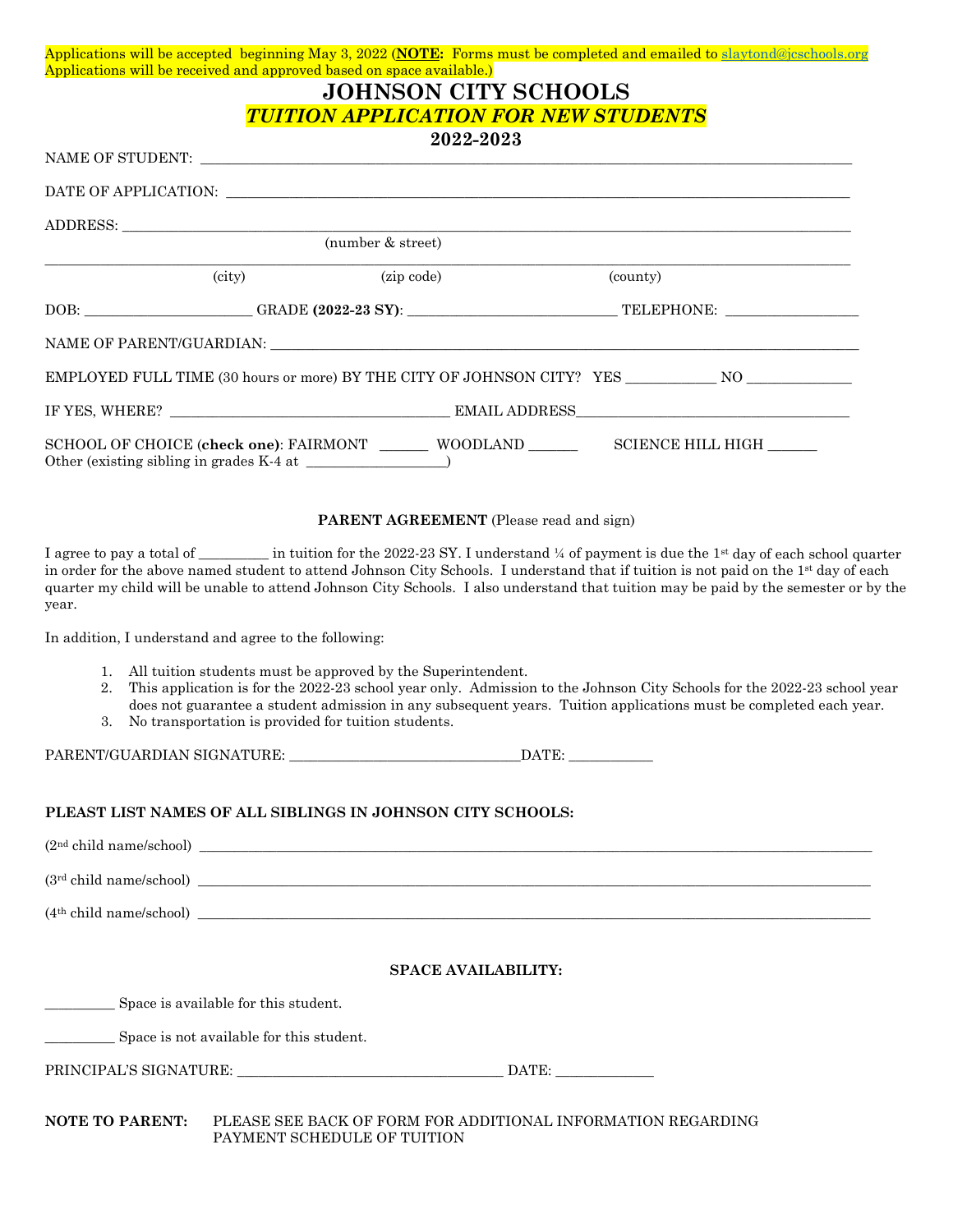Applications will be accepted beginning May 3, 2022 (**NOTE:** Forms must be completed and emailed to slaytond@jcschools.org Applications will be received and approved based on space available.)

# JOHNSON CITY SCHOOLS

## *TUITION APPLICATION FOR NEW STUDENTS*

### 2022-2023

NAME OF STUDENT: ______________________________________________

DATE OF APPLICATION: ______________________________________________

ADDRESS: ______________________________________________
(number & street)

______________________________________________
(city) (zip code) (county)

DOB: ______________ GRADE **(2022-23 SY)**: ______________ TELEPHONE: ______________

NAME OF PARENT/GUARDIAN: ______________________________________________

EMPLOYED FULL TIME (30 hours or more) BY THE CITY OF JOHNSON CITY? YES __________ NO __________

IF YES, WHERE? ______________________ EMAIL ADDRESS______________________

SCHOOL OF CHOICE (**check one**): FAIRMONT ______ WOODLAND ______ SCIENCE HILL HIGH ______
Other (existing sibling in grades K-4 at ________________)

**PARENT AGREEMENT** (Please read and sign)

I agree to pay a total of _________ in tuition for the 2022-23 SY. I understand ¼ of payment is due the 1st day of each school quarter in order for the above named student to attend Johnson City Schools. I understand that if tuition is not paid on the 1st day of each quarter my child will be unable to attend Johnson City Schools. I also understand that tuition may be paid by the semester or by the year.

In addition, I understand and agree to the following:

1. All tuition students must be approved by the Superintendent.
2. This application is for the 2022-23 school year only. Admission to the Johnson City Schools for the 2022-23 school year does not guarantee a student admission in any subsequent years. Tuition applications must be completed each year.
3. No transportation is provided for tuition students.

PARENT/GUARDIAN SIGNATURE: ______________________DATE: __________

**PLEAST LIST NAMES OF ALL SIBLINGS IN JOHNSON CITY SCHOOLS:**

(2nd child name/school) ______________________________________________

(3rd child name/school) ______________________________________________

(4th child name/school) ______________________________________________

**SPACE AVAILABILITY:**

_________ Space is available for this student.

_________ Space is not available for this student.

PRINCIPAL'S SIGNATURE: ______________________ DATE: __________

**NOTE TO PARENT:** PLEASE SEE BACK OF FORM FOR ADDITIONAL INFORMATION REGARDING PAYMENT SCHEDULE OF TUITION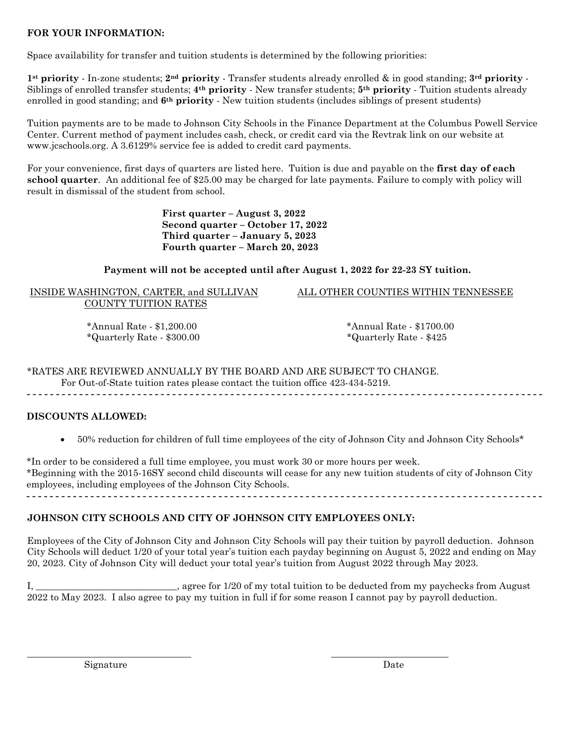**FOR YOUR INFORMATION:**

Space availability for transfer and tuition students is determined by the following priorities:

**1st priority** - In-zone students; **2nd priority** - Transfer students already enrolled & in good standing; **3rd priority** - Siblings of enrolled transfer students; **4th priority** - New transfer students; **5th priority** - Tuition students already enrolled in good standing; and **6th priority** - New tuition students (includes siblings of present students)

Tuition payments are to be made to Johnson City Schools in the Finance Department at the Columbus Powell Service Center. Current method of payment includes cash, check, or credit card via the Revtrak link on our website at www.jcschools.org. A 3.6129% service fee is added to credit card payments.

For your convenience, first days of quarters are listed here. Tuition is due and payable on the **first day of each school quarter**. An additional fee of $25.00 may be charged for late payments. Failure to comply with policy will result in dismissal of the student from school.

**First quarter – August 3, 2022**
**Second quarter – October 17, 2022**
**Third quarter – January 5, 2023**
**Fourth quarter – March 20, 2023**

**Payment will not be accepted until after August 1, 2022 for 22-23 SY tuition.**

| INSIDE WASHINGTON, CARTER, and SULLIVAN COUNTY TUITION RATES | ALL OTHER COUNTIES WITHIN TENNESSEE |
| --- | --- |
| *Annual Rate - $1,200.00 | *Annual Rate - $1700.00 |
| *Quarterly Rate - $300.00 | *Quarterly Rate - $425 |

*RATES ARE REVIEWED ANNUALLY BY THE BOARD AND ARE SUBJECT TO CHANGE.
For Out-of-State tuition rates please contact the tuition office 423-434-5219.

---

**DISCOUNTS ALLOWED:**

- 50% reduction for children of full time employees of the city of Johnson City and Johnson City Schools*

*In order to be considered a full time employee, you must work 30 or more hours per week.
*Beginning with the 2015-16SY second child discounts will cease for any new tuition students of city of Johnson City employees, including employees of the Johnson City Schools.

---

**JOHNSON CITY SCHOOLS AND CITY OF JOHNSON CITY EMPLOYEES ONLY:**

Employees of the City of Johnson City and Johnson City Schools will pay their tuition by payroll deduction. Johnson City Schools will deduct 1/20 of your total year's tuition each payday beginning on August 5, 2022 and ending on May 20, 2023. City of Johnson City will deduct your total year's tuition from August 2022 through May 2023.

I, ______________________________, agree for 1/20 of my total tuition to be deducted from my paychecks from August 2022 to May 2023. I also agree to pay my tuition in full if for some reason I cannot pay by payroll deduction.

___________________________________ Signature

__________________________ Date